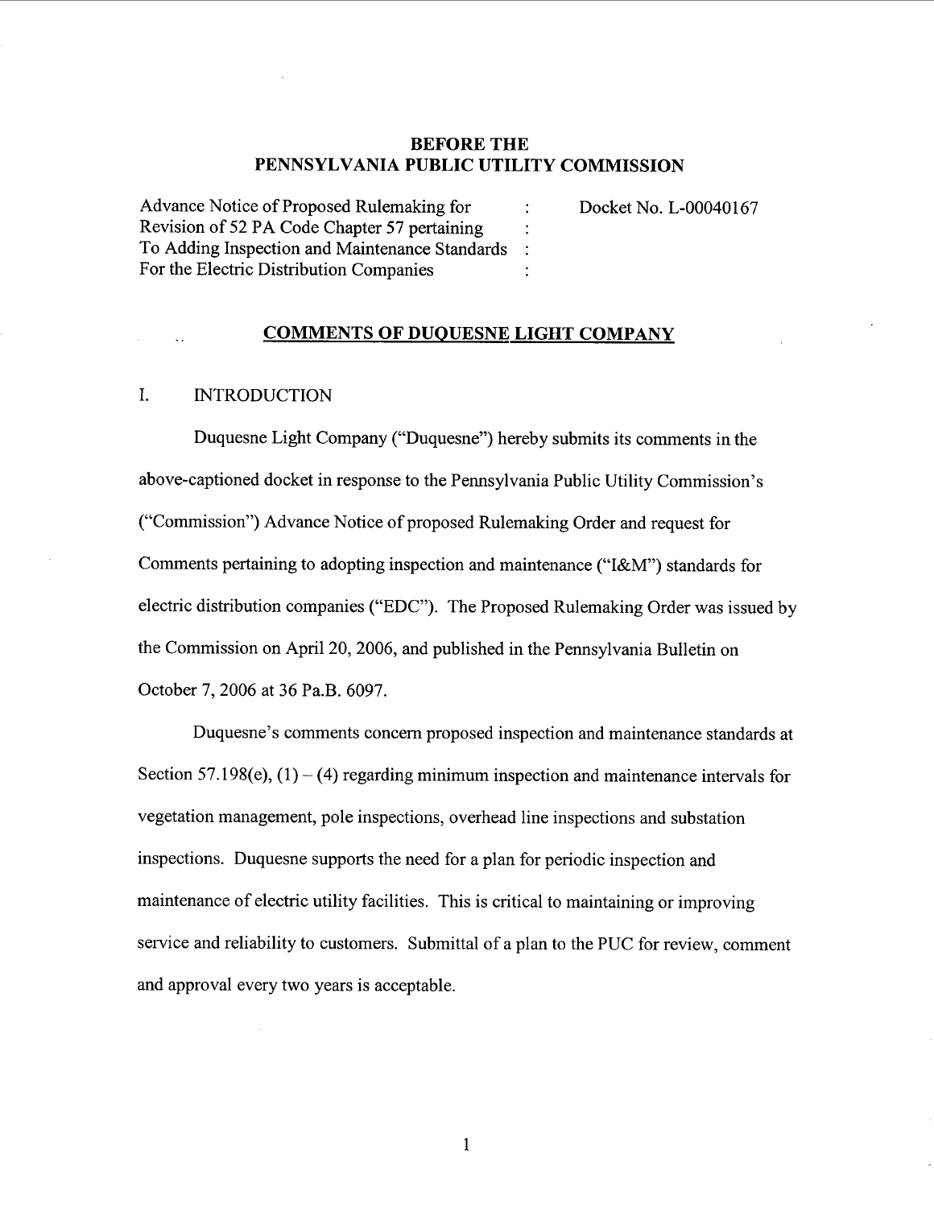**BEFORE THE**
**PENNSYLVANIA PUBLIC UTILITY COMMISSION**

| | | |
|---|---|---|
| Advance Notice of Proposed Rulemaking for Revision of 52 PA Code Chapter 57 pertaining To Adding Inspection and Maintenance Standards For the Electric Distribution Companies | : | Docket No. L-00040167 |

## COMMENTS OF DUQUESNE LIGHT COMPANY

### I. INTRODUCTION

Duquesne Light Company ("Duquesne") hereby submits its comments in the above-captioned docket in response to the Pennsylvania Public Utility Commission's ("Commission") Advance Notice of proposed Rulemaking Order and request for Comments pertaining to adopting inspection and maintenance ("I&M") standards for electric distribution companies ("EDC"). The Proposed Rulemaking Order was issued by the Commission on April 20, 2006, and published in the Pennsylvania Bulletin on October 7, 2006 at 36 Pa.B. 6097.

Duquesne's comments concern proposed inspection and maintenance standards at Section 57.198(e), (1) – (4) regarding minimum inspection and maintenance intervals for vegetation management, pole inspections, overhead line inspections and substation inspections. Duquesne supports the need for a plan for periodic inspection and maintenance of electric utility facilities. This is critical to maintaining or improving service and reliability to customers. Submittal of a plan to the PUC for review, comment and approval every two years is acceptable.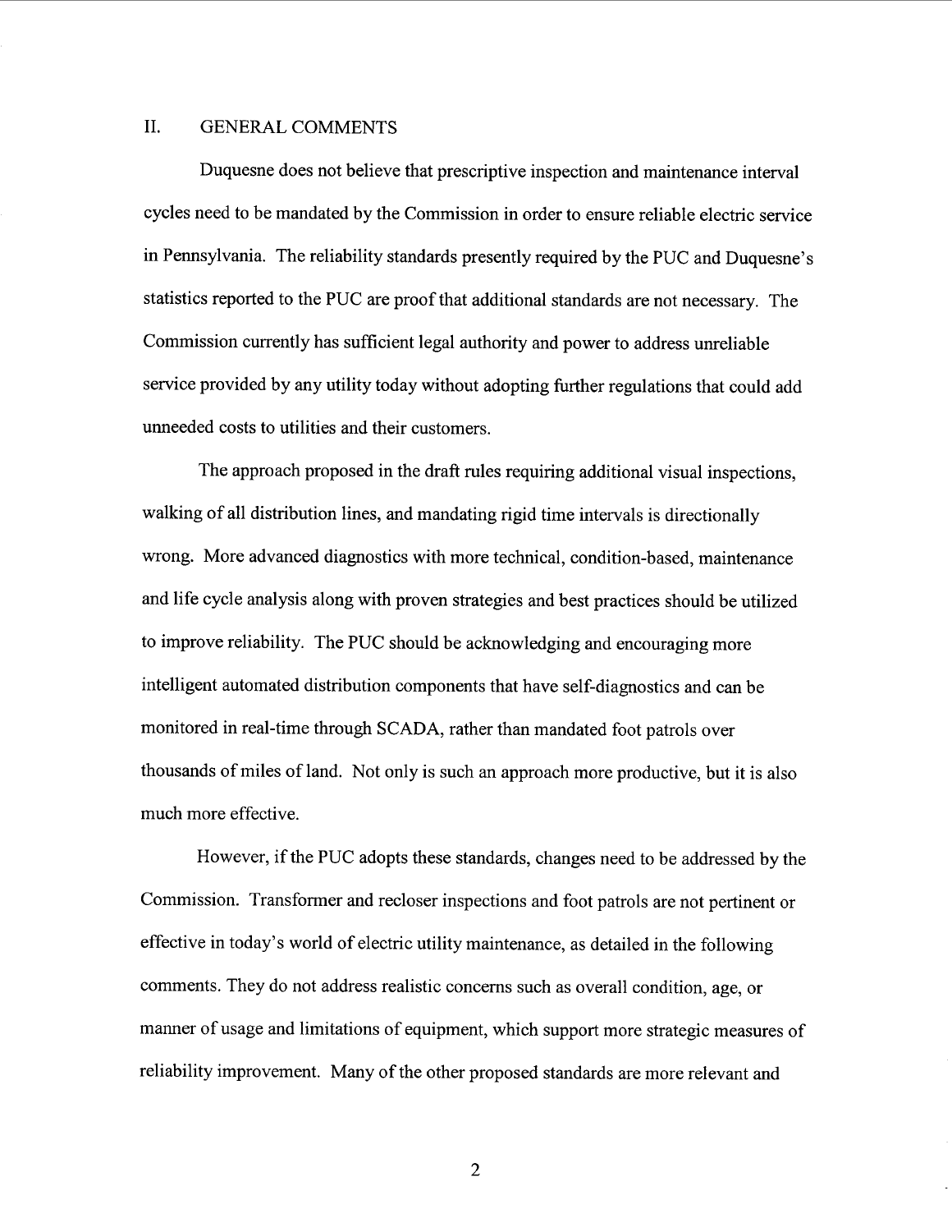## II. GENERAL COMMENTS

Duquesne does not believe that prescriptive inspection and maintenance interval cycles need to be mandated by the Commission in order to ensure reliable electric service in Pennsylvania. The reliability standards presently required by the PUC and Duquesne's statistics reported to the PUC are proof that additional standards are not necessary. The Commission currently has sufficient legal authority and power to address unreliable service provided by any utility today without adopting further regulations that could add unneeded costs to utilities and their customers.

The approach proposed in the draft rules requiring additional visual inspections, walking of all distribution lines, and mandating rigid time intervals is directionally wrong. More advanced diagnostics with more technical, condition-based, maintenance and life cycle analysis along with proven strategies and best practices should be utilized to improve reliability. The PUC should be acknowledging and encouraging more intelligent automated distribution components that have self-diagnostics and can be monitored in real-time through SCADA, rather than mandated foot patrols over thousands of miles of land. Not only is such an approach more productive, but it is also much more effective.

However, if the PUC adopts these standards, changes need to be addressed by the Commission. Transformer and recloser inspections and foot patrols are not pertinent or effective in today's world of electric utility maintenance, as detailed in the following comments. They do not address realistic concerns such as overall condition, age, or manner of usage and limitations of equipment, which support more strategic measures of reliability improvement. Many of the other proposed standards are more relevant and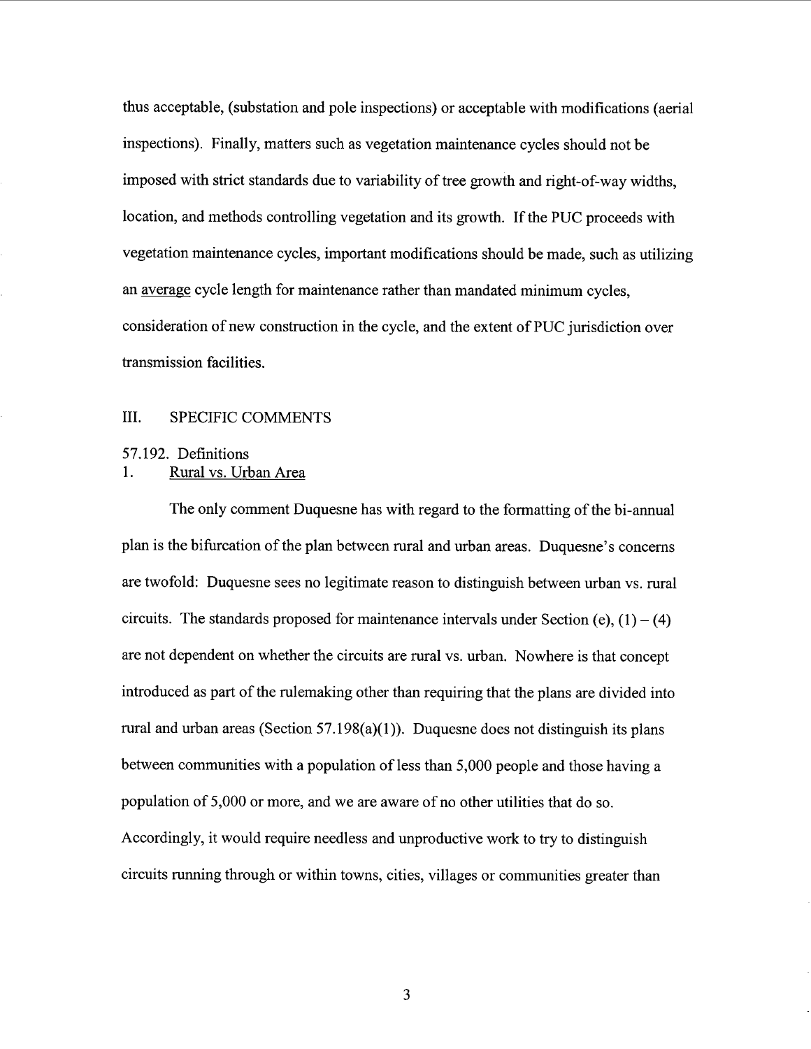thus acceptable, (substation and pole inspections) or acceptable with modifications (aerial inspections). Finally, matters such as vegetation maintenance cycles should not be imposed with strict standards due to variability of tree growth and right-of-way widths, location, and methods controlling vegetation and its growth. If the PUC proceeds with vegetation maintenance cycles, important modifications should be made, such as utilizing an <u>average</u> cycle length for maintenance rather than mandated minimum cycles, consideration of new construction in the cycle, and the extent of PUC jurisdiction over transmission facilities.

## III. SPECIFIC COMMENTS

### 57.192. Definitions

1. <u>Rural vs. Urban Area</u>

The only comment Duquesne has with regard to the formatting of the bi-annual plan is the bifurcation of the plan between rural and urban areas. Duquesne's concerns are twofold: Duquesne sees no legitimate reason to distinguish between urban vs. rural circuits. The standards proposed for maintenance intervals under Section (e), (1) – (4) are not dependent on whether the circuits are rural vs. urban. Nowhere is that concept introduced as part of the rulemaking other than requiring that the plans are divided into rural and urban areas (Section 57.198(a)(1)). Duquesne does not distinguish its plans between communities with a population of less than 5,000 people and those having a population of 5,000 or more, and we are aware of no other utilities that do so. Accordingly, it would require needless and unproductive work to try to distinguish circuits running through or within towns, cities, villages or communities greater than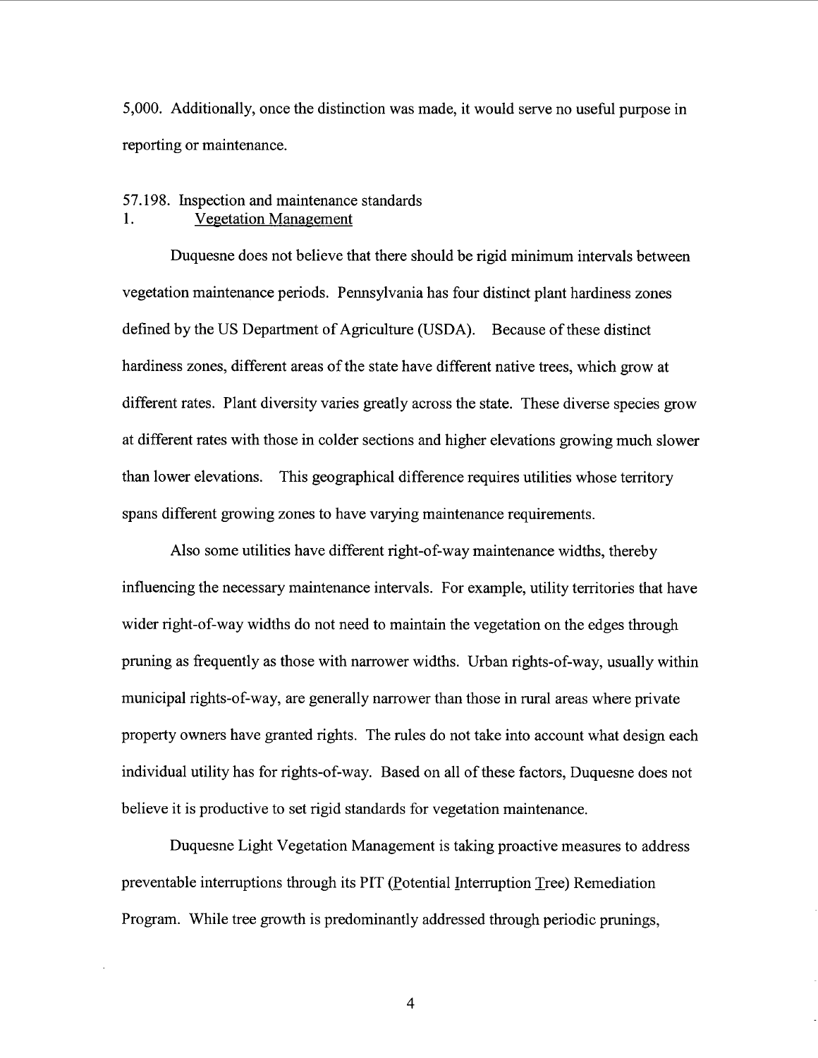5,000. Additionally, once the distinction was made, it would serve no useful purpose in reporting or maintenance.

57.198. Inspection and maintenance standards

1. Vegetation Management

Duquesne does not believe that there should be rigid minimum intervals between vegetation maintenance periods. Pennsylvania has four distinct plant hardiness zones defined by the US Department of Agriculture (USDA). Because of these distinct hardiness zones, different areas of the state have different native trees, which grow at different rates. Plant diversity varies greatly across the state. These diverse species grow at different rates with those in colder sections and higher elevations growing much slower than lower elevations. This geographical difference requires utilities whose territory spans different growing zones to have varying maintenance requirements.

Also some utilities have different right-of-way maintenance widths, thereby influencing the necessary maintenance intervals. For example, utility territories that have wider right-of-way widths do not need to maintain the vegetation on the edges through pruning as frequently as those with narrower widths. Urban rights-of-way, usually within municipal rights-of-way, are generally narrower than those in rural areas where private property owners have granted rights. The rules do not take into account what design each individual utility has for rights-of-way. Based on all of these factors, Duquesne does not believe it is productive to set rigid standards for vegetation maintenance.

Duquesne Light Vegetation Management is taking proactive measures to address preventable interruptions through its PIT (Potential Interruption Tree) Remediation Program. While tree growth is predominantly addressed through periodic prunings,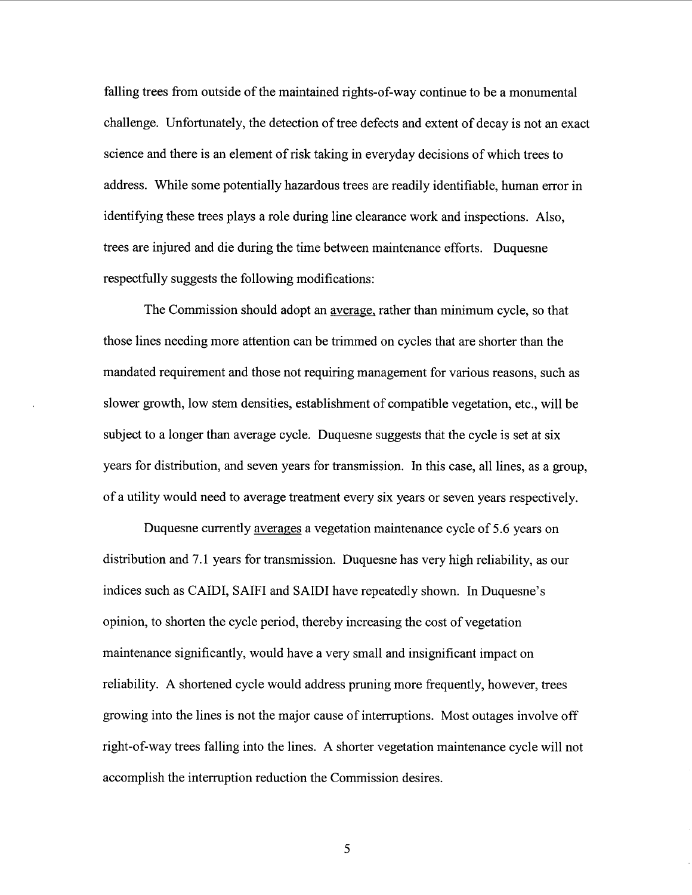falling trees from outside of the maintained rights-of-way continue to be a monumental challenge. Unfortunately, the detection of tree defects and extent of decay is not an exact science and there is an element of risk taking in everyday decisions of which trees to address. While some potentially hazardous trees are readily identifiable, human error in identifying these trees plays a role during line clearance work and inspections. Also, trees are injured and die during the time between maintenance efforts. Duquesne respectfully suggests the following modifications:

The Commission should adopt an <u>average,</u> rather than minimum cycle, so that those lines needing more attention can be trimmed on cycles that are shorter than the mandated requirement and those not requiring management for various reasons, such as slower growth, low stem densities, establishment of compatible vegetation, etc., will be subject to a longer than average cycle. Duquesne suggests that the cycle is set at six years for distribution, and seven years for transmission. In this case, all lines, as a group, of a utility would need to average treatment every six years or seven years respectively.

Duquesne currently <u>averages</u> a vegetation maintenance cycle of 5.6 years on distribution and 7.1 years for transmission. Duquesne has very high reliability, as our indices such as CAIDI, SAIFI and SAIDI have repeatedly shown. In Duquesne's opinion, to shorten the cycle period, thereby increasing the cost of vegetation maintenance significantly, would have a very small and insignificant impact on reliability. A shortened cycle would address pruning more frequently, however, trees growing into the lines is not the major cause of interruptions. Most outages involve off right-of-way trees falling into the lines. A shorter vegetation maintenance cycle will not accomplish the interruption reduction the Commission desires.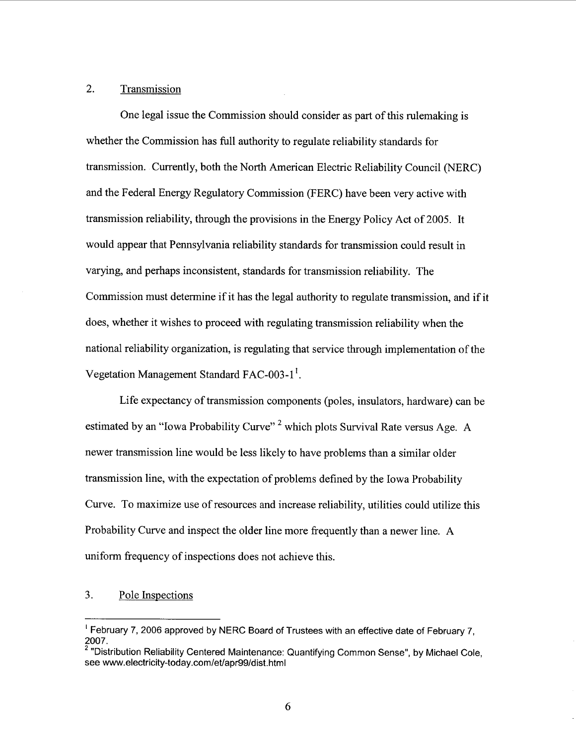## 2. Transmission

One legal issue the Commission should consider as part of this rulemaking is whether the Commission has full authority to regulate reliability standards for transmission. Currently, both the North American Electric Reliability Council (NERC) and the Federal Energy Regulatory Commission (FERC) have been very active with transmission reliability, through the provisions in the Energy Policy Act of 2005. It would appear that Pennsylvania reliability standards for transmission could result in varying, and perhaps inconsistent, standards for transmission reliability. The Commission must determine if it has the legal authority to regulate transmission, and if it does, whether it wishes to proceed with regulating transmission reliability when the national reliability organization, is regulating that service through implementation of the Vegetation Management Standard FAC-003-1[1].

Life expectancy of transmission components (poles, insulators, hardware) can be estimated by an "Iowa Probability Curve" [2] which plots Survival Rate versus Age. A newer transmission line would be less likely to have problems than a similar older transmission line, with the expectation of problems defined by the Iowa Probability Curve. To maximize use of resources and increase reliability, utilities could utilize this Probability Curve and inspect the older line more frequently than a newer line. A uniform frequency of inspections does not achieve this.

## 3. Pole Inspections

---

[1] February 7, 2006 approved by NERC Board of Trustees with an effective date of February 7, 2007.

[2] "Distribution Reliability Centered Maintenance: Quantifying Common Sense", by Michael Cole, see www.electricity-today.com/et/apr99/dist.html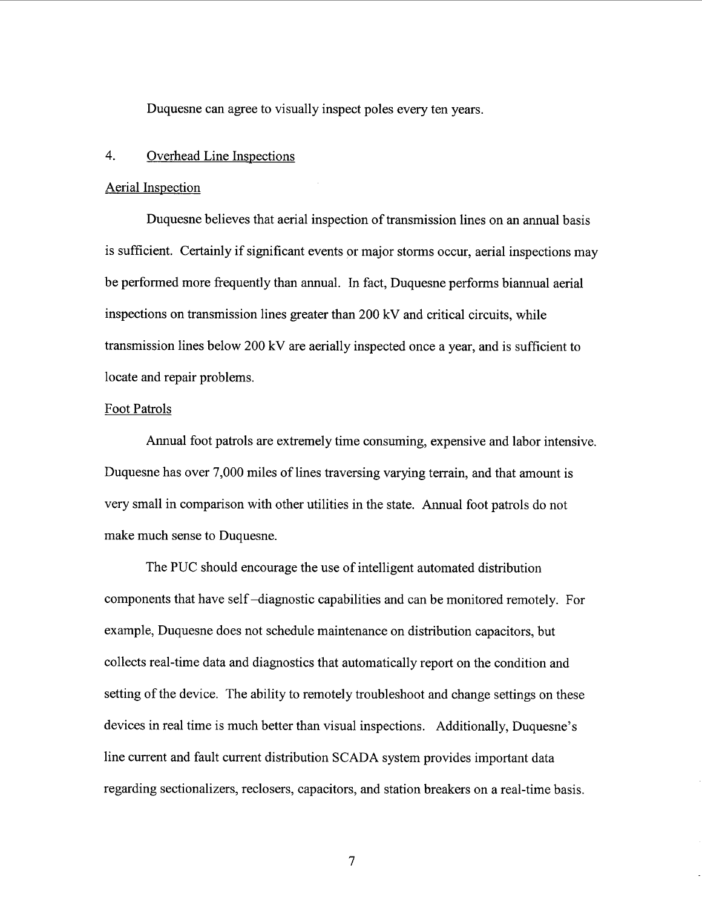Duquesne can agree to visually inspect poles every ten years.

## 4. Overhead Line Inspections

### Aerial Inspection

Duquesne believes that aerial inspection of transmission lines on an annual basis is sufficient. Certainly if significant events or major storms occur, aerial inspections may be performed more frequently than annual. In fact, Duquesne performs biannual aerial inspections on transmission lines greater than 200 kV and critical circuits, while transmission lines below 200 kV are aerially inspected once a year, and is sufficient to locate and repair problems.

### Foot Patrols

Annual foot patrols are extremely time consuming, expensive and labor intensive. Duquesne has over 7,000 miles of lines traversing varying terrain, and that amount is very small in comparison with other utilities in the state. Annual foot patrols do not make much sense to Duquesne.

The PUC should encourage the use of intelligent automated distribution components that have self–diagnostic capabilities and can be monitored remotely. For example, Duquesne does not schedule maintenance on distribution capacitors, but collects real-time data and diagnostics that automatically report on the condition and setting of the device. The ability to remotely troubleshoot and change settings on these devices in real time is much better than visual inspections. Additionally, Duquesne's line current and fault current distribution SCADA system provides important data regarding sectionalizers, reclosers, capacitors, and station breakers on a real-time basis.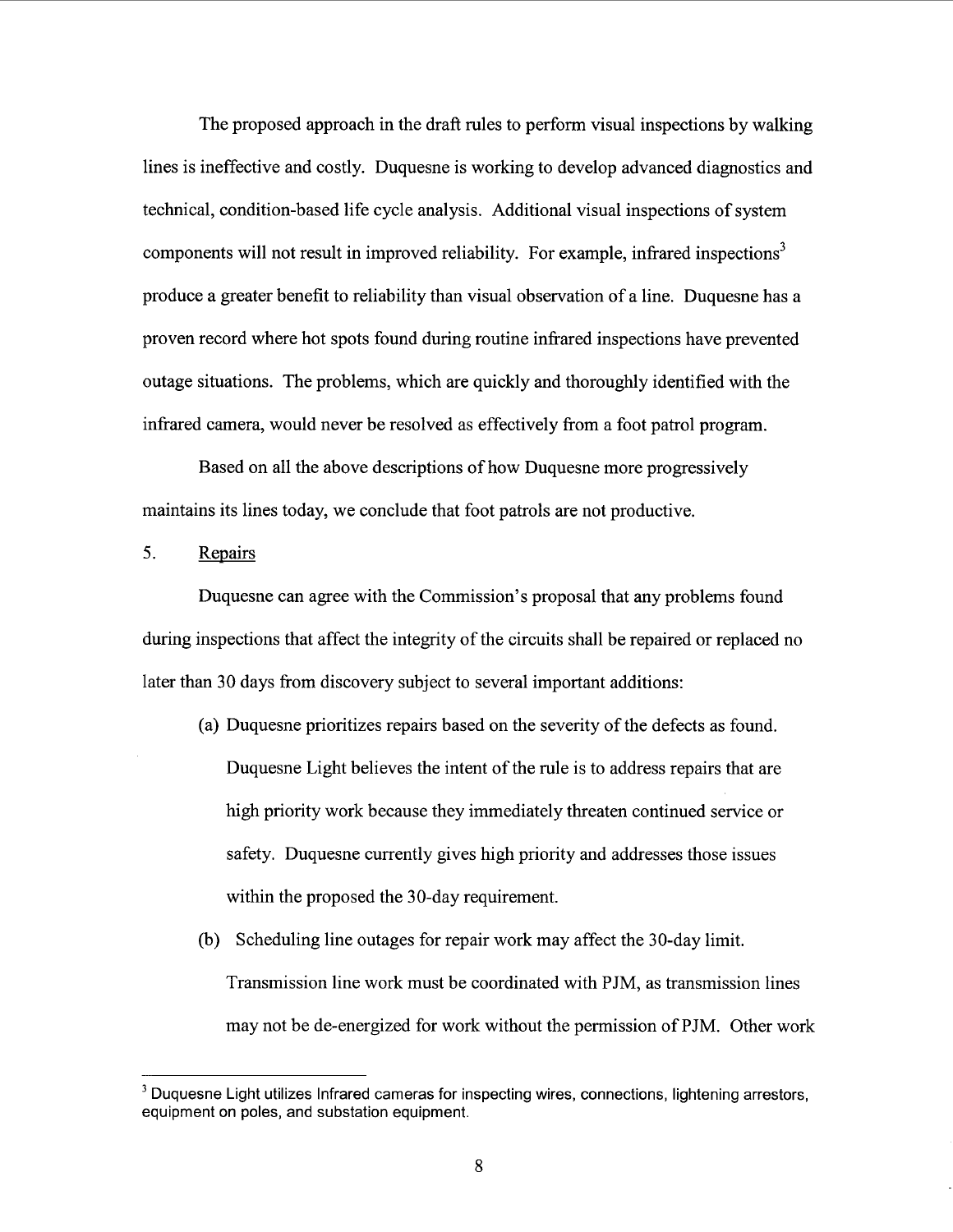The proposed approach in the draft rules to perform visual inspections by walking lines is ineffective and costly. Duquesne is working to develop advanced diagnostics and technical, condition-based life cycle analysis. Additional visual inspections of system components will not result in improved reliability. For example, infrared inspections[3] produce a greater benefit to reliability than visual observation of a line. Duquesne has a proven record where hot spots found during routine infrared inspections have prevented outage situations. The problems, which are quickly and thoroughly identified with the infrared camera, would never be resolved as effectively from a foot patrol program.

Based on all the above descriptions of how Duquesne more progressively maintains its lines today, we conclude that foot patrols are not productive.

5. <u>Repairs</u>

Duquesne can agree with the Commission's proposal that any problems found during inspections that affect the integrity of the circuits shall be repaired or replaced no later than 30 days from discovery subject to several important additions:

(a) Duquesne prioritizes repairs based on the severity of the defects as found. Duquesne Light believes the intent of the rule is to address repairs that are high priority work because they immediately threaten continued service or safety. Duquesne currently gives high priority and addresses those issues within the proposed the 30-day requirement.

(b) Scheduling line outages for repair work may affect the 30-day limit. Transmission line work must be coordinated with PJM, as transmission lines may not be de-energized for work without the permission of PJM. Other work

---

[3] Duquesne Light utilizes Infrared cameras for inspecting wires, connections, lightening arrestors, equipment on poles, and substation equipment.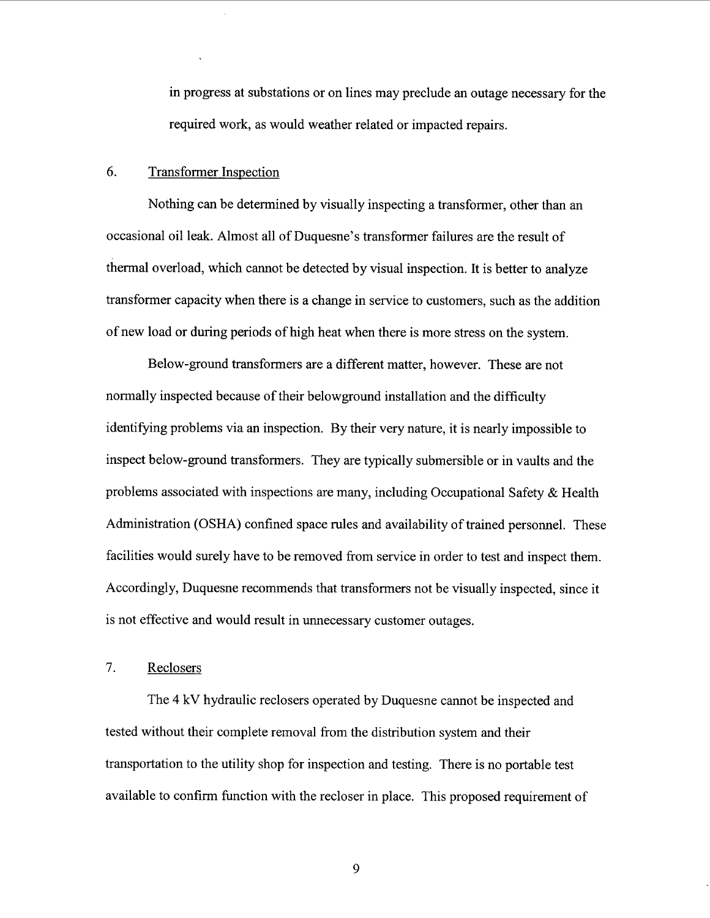in progress at substations or on lines may preclude an outage necessary for the required work, as would weather related or impacted repairs.

## 6. Transformer Inspection

Nothing can be determined by visually inspecting a transformer, other than an occasional oil leak. Almost all of Duquesne's transformer failures are the result of thermal overload, which cannot be detected by visual inspection. It is better to analyze transformer capacity when there is a change in service to customers, such as the addition of new load or during periods of high heat when there is more stress on the system.

Below-ground transformers are a different matter, however. These are not normally inspected because of their belowground installation and the difficulty identifying problems via an inspection. By their very nature, it is nearly impossible to inspect below-ground transformers. They are typically submersible or in vaults and the problems associated with inspections are many, including Occupational Safety & Health Administration (OSHA) confined space rules and availability of trained personnel. These facilities would surely have to be removed from service in order to test and inspect them. Accordingly, Duquesne recommends that transformers not be visually inspected, since it is not effective and would result in unnecessary customer outages.

## 7. Reclosers

The 4 kV hydraulic reclosers operated by Duquesne cannot be inspected and tested without their complete removal from the distribution system and their transportation to the utility shop for inspection and testing. There is no portable test available to confirm function with the recloser in place. This proposed requirement of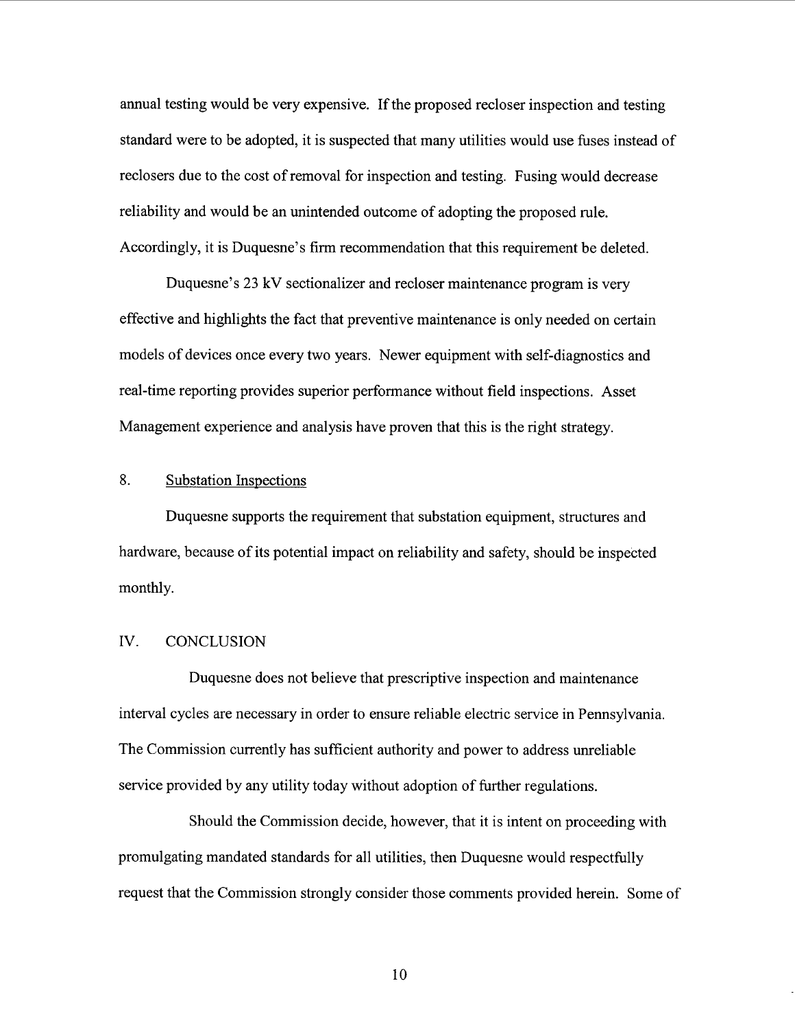annual testing would be very expensive. If the proposed recloser inspection and testing standard were to be adopted, it is suspected that many utilities would use fuses instead of reclosers due to the cost of removal for inspection and testing. Fusing would decrease reliability and would be an unintended outcome of adopting the proposed rule. Accordingly, it is Duquesne's firm recommendation that this requirement be deleted.

Duquesne's 23 kV sectionalizer and recloser maintenance program is very effective and highlights the fact that preventive maintenance is only needed on certain models of devices once every two years. Newer equipment with self-diagnostics and real-time reporting provides superior performance without field inspections. Asset Management experience and analysis have proven that this is the right strategy.

### 8. Substation Inspections

Duquesne supports the requirement that substation equipment, structures and hardware, because of its potential impact on reliability and safety, should be inspected monthly.

## IV. CONCLUSION

Duquesne does not believe that prescriptive inspection and maintenance interval cycles are necessary in order to ensure reliable electric service in Pennsylvania. The Commission currently has sufficient authority and power to address unreliable service provided by any utility today without adoption of further regulations.

Should the Commission decide, however, that it is intent on proceeding with promulgating mandated standards for all utilities, then Duquesne would respectfully request that the Commission strongly consider those comments provided herein. Some of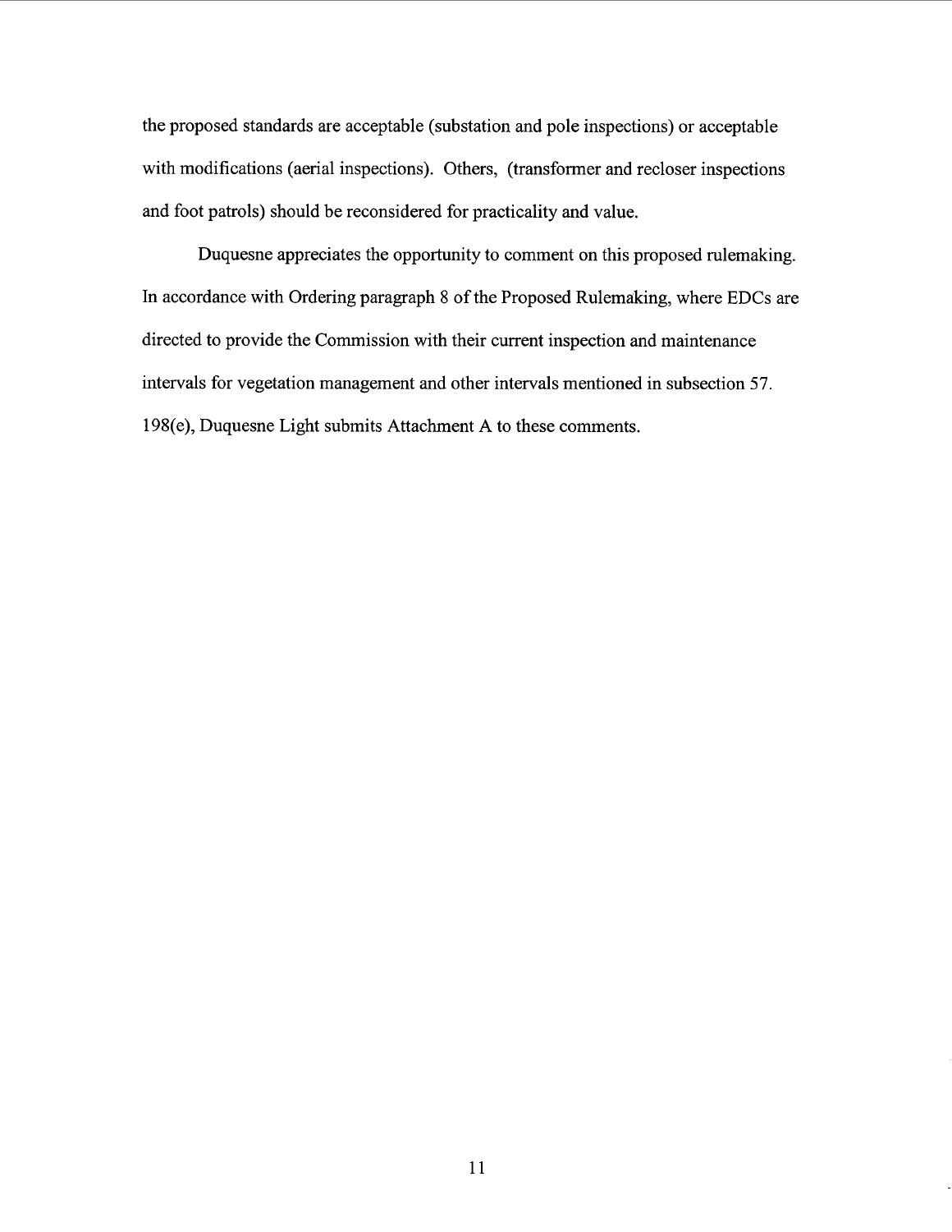the proposed standards are acceptable (substation and pole inspections) or acceptable with modifications (aerial inspections). Others, (transformer and recloser inspections and foot patrols) should be reconsidered for practicality and value.

Duquesne appreciates the opportunity to comment on this proposed rulemaking. In accordance with Ordering paragraph 8 of the Proposed Rulemaking, where EDCs are directed to provide the Commission with their current inspection and maintenance intervals for vegetation management and other intervals mentioned in subsection 57. 198(e), Duquesne Light submits Attachment A to these comments.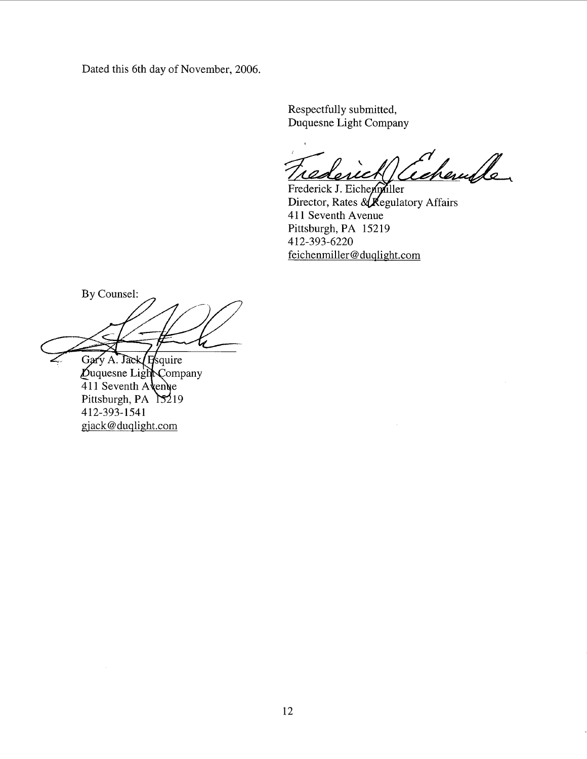Dated this 6th day of November, 2006.

Respectfully submitted,
Duquesne Light Company

Frederick J. Eichenmiller
Director, Rates & Regulatory Affairs
411 Seventh Avenue
Pittsburgh, PA 15219
412-393-6220
feichenmiller@duqlight.com

By Counsel:

Gary A. Jack, Esquire
Duquesne Light Company
411 Seventh Avenue
Pittsburgh, PA 15219
412-393-1541
gjack@duqlight.com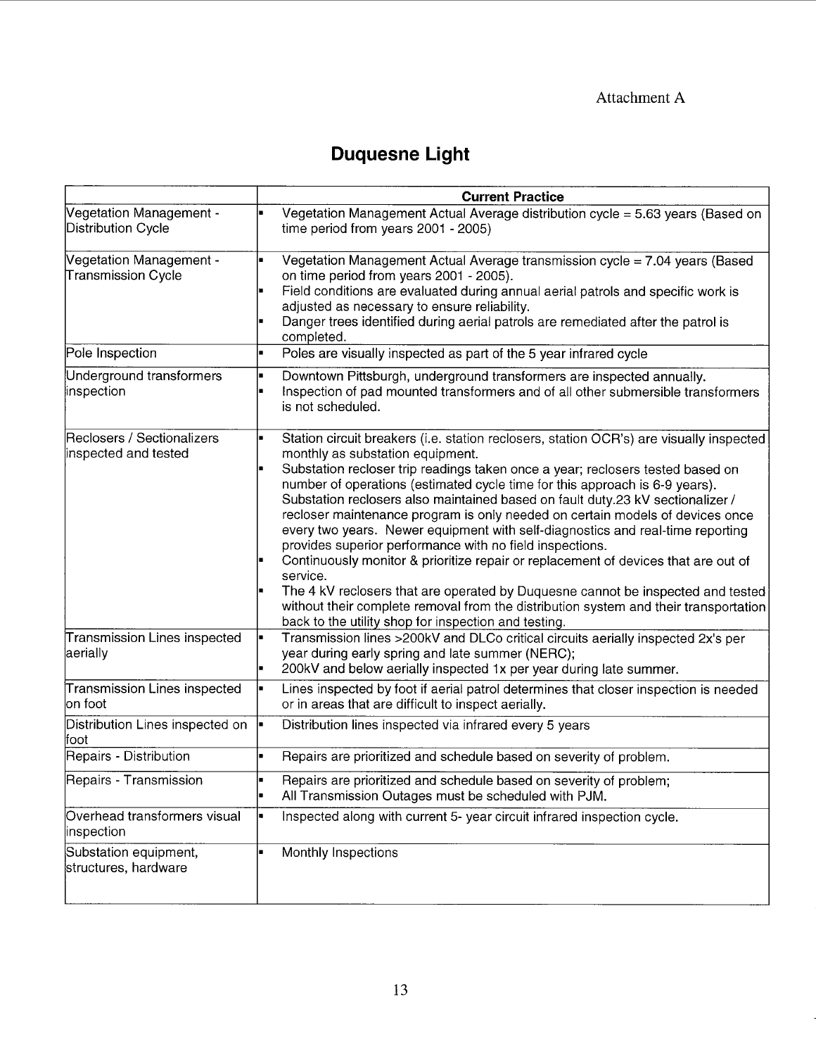Attachment A

# Duquesne Light

| | Current Practice |
|---|---|
| Vegetation Management - Distribution Cycle | ▪ Vegetation Management Actual Average distribution cycle = 5.63 years (Based on time period from years 2001 - 2005) |
| Vegetation Management - Transmission Cycle | ▪ Vegetation Management Actual Average transmission cycle = 7.04 years (Based on time period from years 2001 - 2005).<br>▪ Field conditions are evaluated during annual aerial patrols and specific work is adjusted as necessary to ensure reliability.<br>▪ Danger trees identified during aerial patrols are remediated after the patrol is completed. |
| Pole Inspection | ▪ Poles are visually inspected as part of the 5 year infrared cycle |
| Underground transformers inspection | ▪ Downtown Pittsburgh, underground transformers are inspected annually.<br>▪ Inspection of pad mounted transformers and of all other submersible transformers is not scheduled. |
| Reclosers / Sectionalizers inspected and tested | ▪ Station circuit breakers (i.e. station reclosers, station OCR's) are visually inspected monthly as substation equipment.<br>▪ Substation recloser trip readings taken once a year; reclosers tested based on number of operations (estimated cycle time for this approach is 6-9 years). Substation reclosers also maintained based on fault duty.23 kV sectionalizer / recloser maintenance program is only needed on certain models of devices once every two years. Newer equipment with self-diagnostics and real-time reporting provides superior performance with no field inspections.<br>▪ Continuously monitor & prioritize repair or replacement of devices that are out of service.<br>▪ The 4 kV reclosers that are operated by Duquesne cannot be inspected and tested without their complete removal from the distribution system and their transportation back to the utility shop for inspection and testing. |
| Transmission Lines inspected aerially | ▪ Transmission lines >200kV and DLCo critical circuits aerially inspected 2x's per year during early spring and late summer (NERC);<br>▪ 200kV and below aerially inspected 1x per year during late summer. |
| Transmission Lines inspected on foot | ▪ Lines inspected by foot if aerial patrol determines that closer inspection is needed or in areas that are difficult to inspect aerially. |
| Distribution Lines inspected on foot | ▪ Distribution lines inspected via infrared every 5 years |
| Repairs - Distribution | ▪ Repairs are prioritized and schedule based on severity of problem. |
| Repairs - Transmission | ▪ Repairs are prioritized and schedule based on severity of problem;<br>▪ All Transmission Outages must be scheduled with PJM. |
| Overhead transformers visual inspection | ▪ Inspected along with current 5- year circuit infrared inspection cycle. |
| Substation equipment, structures, hardware | ▪ Monthly Inspections |